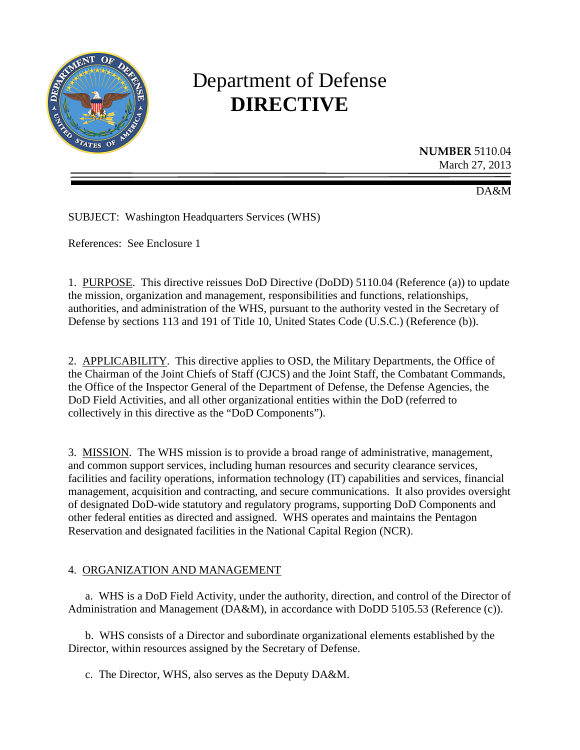# Department of Defense
# DIRECTIVE

**NUMBER** 5110.04
March 27, 2013

DA&M

SUBJECT: Washington Headquarters Services (WHS)

References: See Enclosure 1

1. PURPOSE. This directive reissues DoD Directive (DoDD) 5110.04 (Reference (a)) to update the mission, organization and management, responsibilities and functions, relationships, authorities, and administration of the WHS, pursuant to the authority vested in the Secretary of Defense by sections 113 and 191 of Title 10, United States Code (U.S.C.) (Reference (b)).

2. APPLICABILITY. This directive applies to OSD, the Military Departments, the Office of the Chairman of the Joint Chiefs of Staff (CJCS) and the Joint Staff, the Combatant Commands, the Office of the Inspector General of the Department of Defense, the Defense Agencies, the DoD Field Activities, and all other organizational entities within the DoD (referred to collectively in this directive as the "DoD Components").

3. MISSION. The WHS mission is to provide a broad range of administrative, management, and common support services, including human resources and security clearance services, facilities and facility operations, information technology (IT) capabilities and services, financial management, acquisition and contracting, and secure communications. It also provides oversight of designated DoD-wide statutory and regulatory programs, supporting DoD Components and other federal entities as directed and assigned. WHS operates and maintains the Pentagon Reservation and designated facilities in the National Capital Region (NCR).

4. ORGANIZATION AND MANAGEMENT

a. WHS is a DoD Field Activity, under the authority, direction, and control of the Director of Administration and Management (DA&M), in accordance with DoDD 5105.53 (Reference (c)).

b. WHS consists of a Director and subordinate organizational elements established by the Director, within resources assigned by the Secretary of Defense.

c. The Director, WHS, also serves as the Deputy DA&M.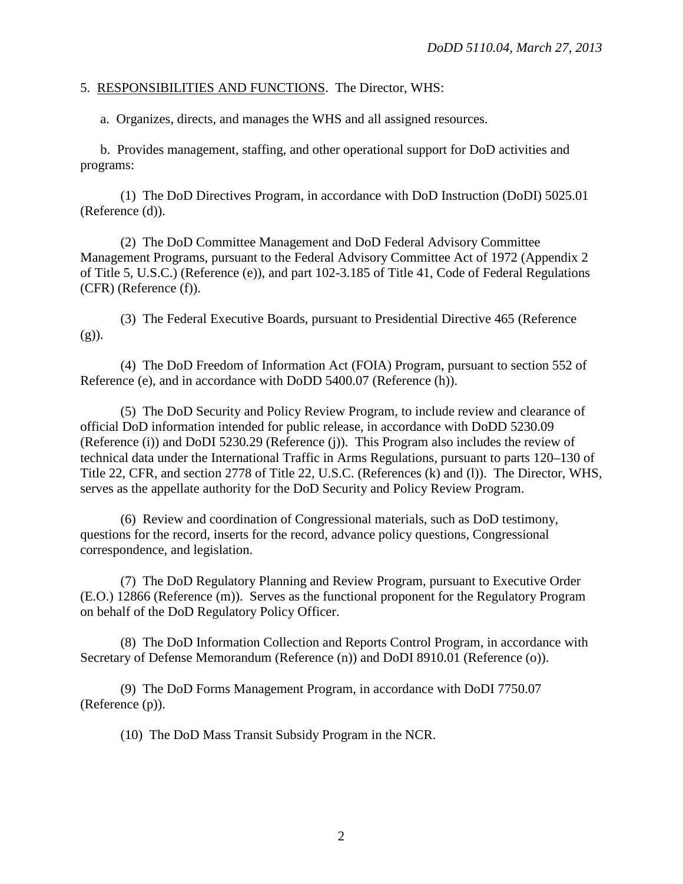5. <u>RESPONSIBILITIES AND FUNCTIONS</u>. The Director, WHS:

a. Organizes, directs, and manages the WHS and all assigned resources.

b. Provides management, staffing, and other operational support for DoD activities and programs:

(1) The DoD Directives Program, in accordance with DoD Instruction (DoDI) 5025.01 (Reference (d)).

(2) The DoD Committee Management and DoD Federal Advisory Committee Management Programs, pursuant to the Federal Advisory Committee Act of 1972 (Appendix 2 of Title 5, U.S.C.) (Reference (e)), and part 102-3.185 of Title 41, Code of Federal Regulations (CFR) (Reference (f)).

(3) The Federal Executive Boards, pursuant to Presidential Directive 465 (Reference (g)).

(4) The DoD Freedom of Information Act (FOIA) Program, pursuant to section 552 of Reference (e), and in accordance with DoDD 5400.07 (Reference (h)).

(5) The DoD Security and Policy Review Program, to include review and clearance of official DoD information intended for public release, in accordance with DoDD 5230.09 (Reference (i)) and DoDI 5230.29 (Reference (j)). This Program also includes the review of technical data under the International Traffic in Arms Regulations, pursuant to parts 120–130 of Title 22, CFR, and section 2778 of Title 22, U.S.C. (References (k) and (l)). The Director, WHS, serves as the appellate authority for the DoD Security and Policy Review Program.

(6) Review and coordination of Congressional materials, such as DoD testimony, questions for the record, inserts for the record, advance policy questions, Congressional correspondence, and legislation.

(7) The DoD Regulatory Planning and Review Program, pursuant to Executive Order (E.O.) 12866 (Reference (m)). Serves as the functional proponent for the Regulatory Program on behalf of the DoD Regulatory Policy Officer.

(8) The DoD Information Collection and Reports Control Program, in accordance with Secretary of Defense Memorandum (Reference (n)) and DoDI 8910.01 (Reference (o)).

(9) The DoD Forms Management Program, in accordance with DoDI 7750.07 (Reference (p)).

(10) The DoD Mass Transit Subsidy Program in the NCR.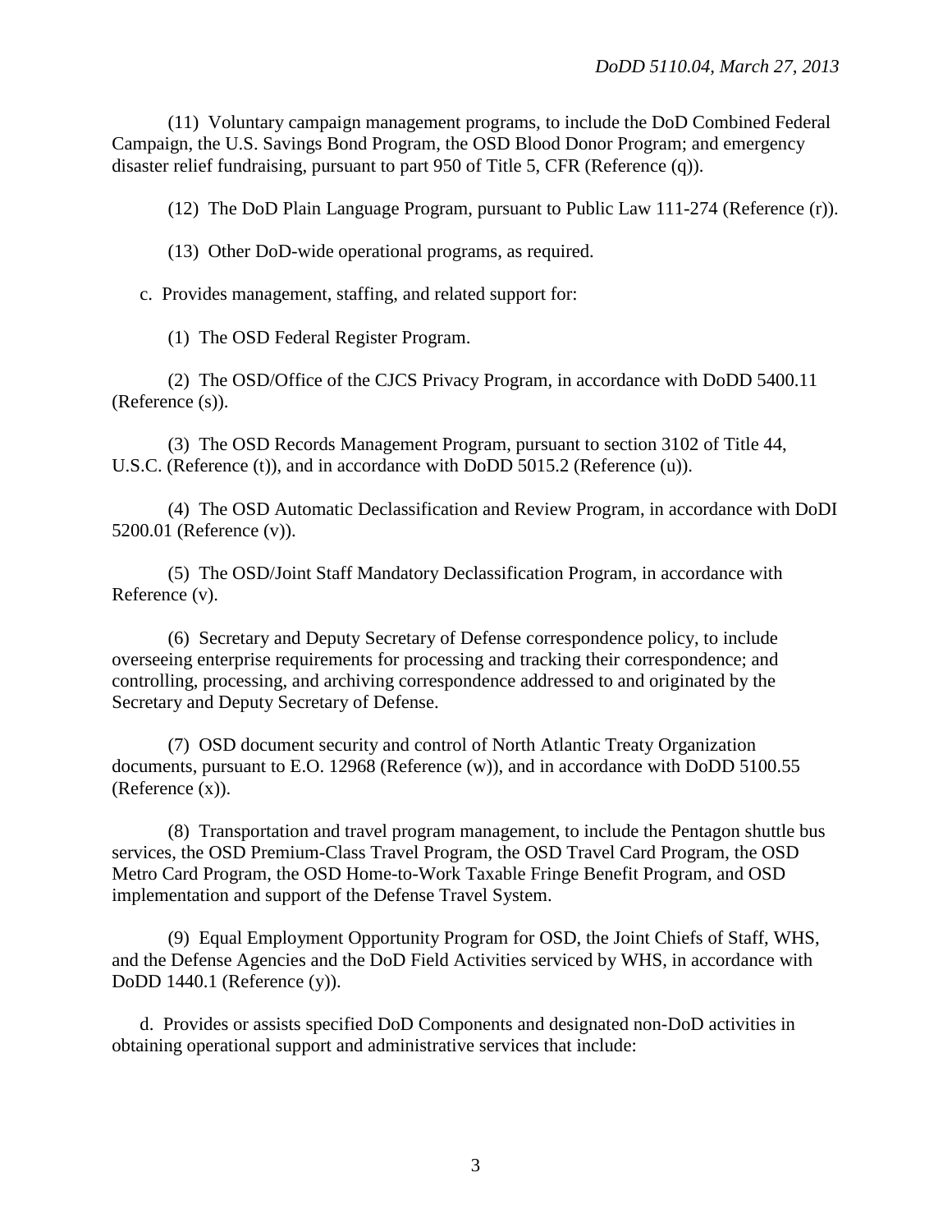(11) Voluntary campaign management programs, to include the DoD Combined Federal Campaign, the U.S. Savings Bond Program, the OSD Blood Donor Program; and emergency disaster relief fundraising, pursuant to part 950 of Title 5, CFR (Reference (q)).

(12) The DoD Plain Language Program, pursuant to Public Law 111-274 (Reference (r)).

(13) Other DoD-wide operational programs, as required.

c. Provides management, staffing, and related support for:

(1) The OSD Federal Register Program.

(2) The OSD/Office of the CJCS Privacy Program, in accordance with DoDD 5400.11 (Reference (s)).

(3) The OSD Records Management Program, pursuant to section 3102 of Title 44, U.S.C. (Reference (t)), and in accordance with DoDD 5015.2 (Reference (u)).

(4) The OSD Automatic Declassification and Review Program, in accordance with DoDI 5200.01 (Reference (v)).

(5) The OSD/Joint Staff Mandatory Declassification Program, in accordance with Reference (v).

(6) Secretary and Deputy Secretary of Defense correspondence policy, to include overseeing enterprise requirements for processing and tracking their correspondence; and controlling, processing, and archiving correspondence addressed to and originated by the Secretary and Deputy Secretary of Defense.

(7) OSD document security and control of North Atlantic Treaty Organization documents, pursuant to E.O. 12968 (Reference (w)), and in accordance with DoDD 5100.55 (Reference (x)).

(8) Transportation and travel program management, to include the Pentagon shuttle bus services, the OSD Premium-Class Travel Program, the OSD Travel Card Program, the OSD Metro Card Program, the OSD Home-to-Work Taxable Fringe Benefit Program, and OSD implementation and support of the Defense Travel System.

(9) Equal Employment Opportunity Program for OSD, the Joint Chiefs of Staff, WHS, and the Defense Agencies and the DoD Field Activities serviced by WHS, in accordance with DoDD 1440.1 (Reference (y)).

d. Provides or assists specified DoD Components and designated non-DoD activities in obtaining operational support and administrative services that include: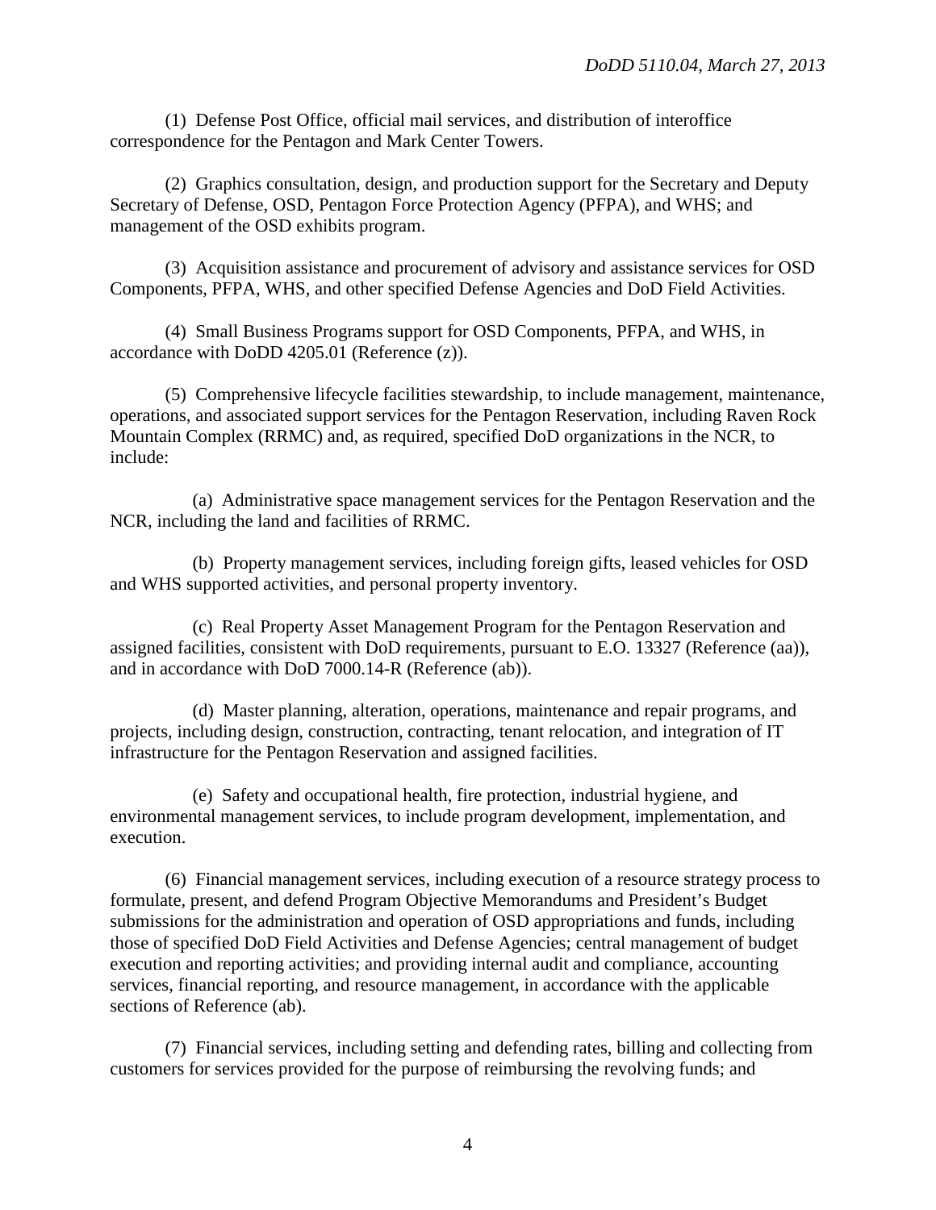(1) Defense Post Office, official mail services, and distribution of interoffice correspondence for the Pentagon and Mark Center Towers.

(2) Graphics consultation, design, and production support for the Secretary and Deputy Secretary of Defense, OSD, Pentagon Force Protection Agency (PFPA), and WHS; and management of the OSD exhibits program.

(3) Acquisition assistance and procurement of advisory and assistance services for OSD Components, PFPA, WHS, and other specified Defense Agencies and DoD Field Activities.

(4) Small Business Programs support for OSD Components, PFPA, and WHS, in accordance with DoDD 4205.01 (Reference (z)).

(5) Comprehensive lifecycle facilities stewardship, to include management, maintenance, operations, and associated support services for the Pentagon Reservation, including Raven Rock Mountain Complex (RRMC) and, as required, specified DoD organizations in the NCR, to include:

(a) Administrative space management services for the Pentagon Reservation and the NCR, including the land and facilities of RRMC.

(b) Property management services, including foreign gifts, leased vehicles for OSD and WHS supported activities, and personal property inventory.

(c) Real Property Asset Management Program for the Pentagon Reservation and assigned facilities, consistent with DoD requirements, pursuant to E.O. 13327 (Reference (aa)), and in accordance with DoD 7000.14-R (Reference (ab)).

(d) Master planning, alteration, operations, maintenance and repair programs, and projects, including design, construction, contracting, tenant relocation, and integration of IT infrastructure for the Pentagon Reservation and assigned facilities.

(e) Safety and occupational health, fire protection, industrial hygiene, and environmental management services, to include program development, implementation, and execution.

(6) Financial management services, including execution of a resource strategy process to formulate, present, and defend Program Objective Memorandums and President's Budget submissions for the administration and operation of OSD appropriations and funds, including those of specified DoD Field Activities and Defense Agencies; central management of budget execution and reporting activities; and providing internal audit and compliance, accounting services, financial reporting, and resource management, in accordance with the applicable sections of Reference (ab).

(7) Financial services, including setting and defending rates, billing and collecting from customers for services provided for the purpose of reimbursing the revolving funds; and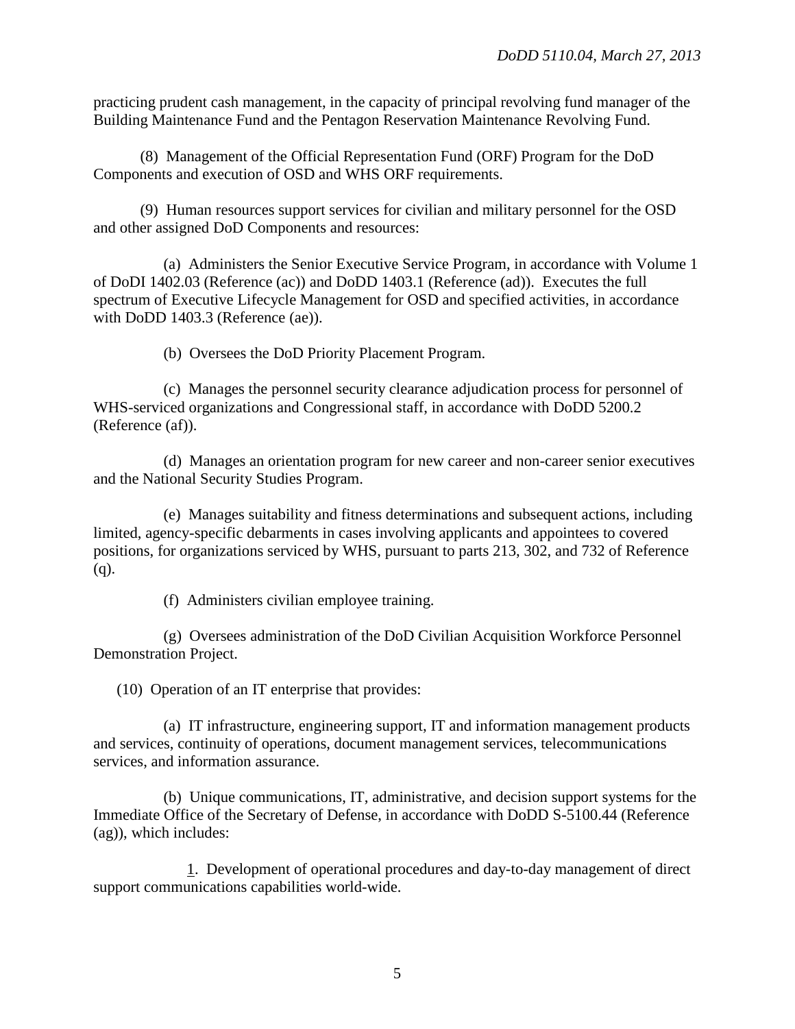practicing prudent cash management, in the capacity of principal revolving fund manager of the Building Maintenance Fund and the Pentagon Reservation Maintenance Revolving Fund.

(8) Management of the Official Representation Fund (ORF) Program for the DoD Components and execution of OSD and WHS ORF requirements.

(9) Human resources support services for civilian and military personnel for the OSD and other assigned DoD Components and resources:

(a) Administers the Senior Executive Service Program, in accordance with Volume 1 of DoDI 1402.03 (Reference (ac)) and DoDD 1403.1 (Reference (ad)). Executes the full spectrum of Executive Lifecycle Management for OSD and specified activities, in accordance with DoDD 1403.3 (Reference (ae)).

(b) Oversees the DoD Priority Placement Program.

(c) Manages the personnel security clearance adjudication process for personnel of WHS-serviced organizations and Congressional staff, in accordance with DoDD 5200.2 (Reference (af)).

(d) Manages an orientation program for new career and non-career senior executives and the National Security Studies Program.

(e) Manages suitability and fitness determinations and subsequent actions, including limited, agency-specific debarments in cases involving applicants and appointees to covered positions, for organizations serviced by WHS, pursuant to parts 213, 302, and 732 of Reference (q).

(f) Administers civilian employee training.

(g) Oversees administration of the DoD Civilian Acquisition Workforce Personnel Demonstration Project.

(10) Operation of an IT enterprise that provides:

(a) IT infrastructure, engineering support, IT and information management products and services, continuity of operations, document management services, telecommunications services, and information assurance.

(b) Unique communications, IT, administrative, and decision support systems for the Immediate Office of the Secretary of Defense, in accordance with DoDD S-5100.44 (Reference (ag)), which includes:

1. Development of operational procedures and day-to-day management of direct support communications capabilities world-wide.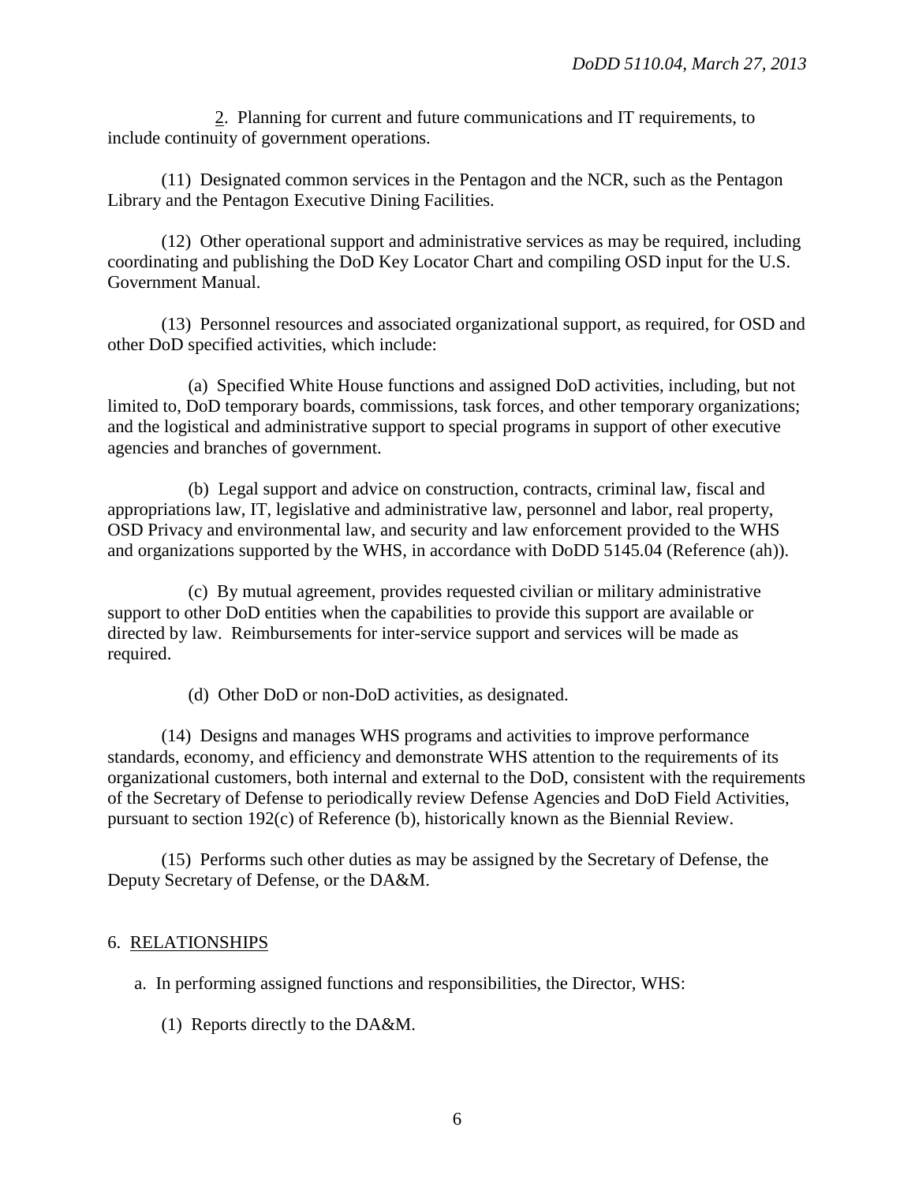2. Planning for current and future communications and IT requirements, to include continuity of government operations.

(11) Designated common services in the Pentagon and the NCR, such as the Pentagon Library and the Pentagon Executive Dining Facilities.

(12) Other operational support and administrative services as may be required, including coordinating and publishing the DoD Key Locator Chart and compiling OSD input for the U.S. Government Manual.

(13) Personnel resources and associated organizational support, as required, for OSD and other DoD specified activities, which include:

(a) Specified White House functions and assigned DoD activities, including, but not limited to, DoD temporary boards, commissions, task forces, and other temporary organizations; and the logistical and administrative support to special programs in support of other executive agencies and branches of government.

(b) Legal support and advice on construction, contracts, criminal law, fiscal and appropriations law, IT, legislative and administrative law, personnel and labor, real property, OSD Privacy and environmental law, and security and law enforcement provided to the WHS and organizations supported by the WHS, in accordance with DoDD 5145.04 (Reference (ah)).

(c) By mutual agreement, provides requested civilian or military administrative support to other DoD entities when the capabilities to provide this support are available or directed by law. Reimbursements for inter-service support and services will be made as required.

(d) Other DoD or non-DoD activities, as designated.

(14) Designs and manages WHS programs and activities to improve performance standards, economy, and efficiency and demonstrate WHS attention to the requirements of its organizational customers, both internal and external to the DoD, consistent with the requirements of the Secretary of Defense to periodically review Defense Agencies and DoD Field Activities, pursuant to section 192(c) of Reference (b), historically known as the Biennial Review.

(15) Performs such other duties as may be assigned by the Secretary of Defense, the Deputy Secretary of Defense, or the DA&M.

## 6. RELATIONSHIPS

a. In performing assigned functions and responsibilities, the Director, WHS:

(1) Reports directly to the DA&M.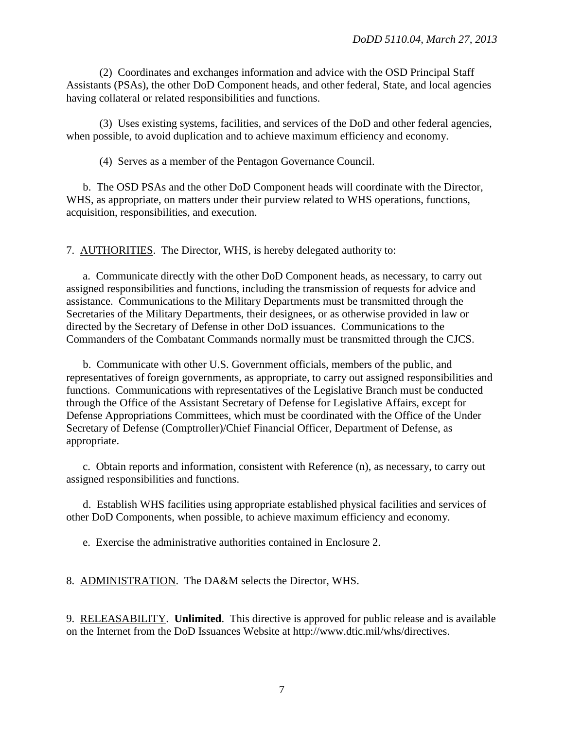(2) Coordinates and exchanges information and advice with the OSD Principal Staff Assistants (PSAs), the other DoD Component heads, and other federal, State, and local agencies having collateral or related responsibilities and functions.

(3) Uses existing systems, facilities, and services of the DoD and other federal agencies, when possible, to avoid duplication and to achieve maximum efficiency and economy.

(4) Serves as a member of the Pentagon Governance Council.

b. The OSD PSAs and the other DoD Component heads will coordinate with the Director, WHS, as appropriate, on matters under their purview related to WHS operations, functions, acquisition, responsibilities, and execution.

7. AUTHORITIES. The Director, WHS, is hereby delegated authority to:

a. Communicate directly with the other DoD Component heads, as necessary, to carry out assigned responsibilities and functions, including the transmission of requests for advice and assistance. Communications to the Military Departments must be transmitted through the Secretaries of the Military Departments, their designees, or as otherwise provided in law or directed by the Secretary of Defense in other DoD issuances. Communications to the Commanders of the Combatant Commands normally must be transmitted through the CJCS.

b. Communicate with other U.S. Government officials, members of the public, and representatives of foreign governments, as appropriate, to carry out assigned responsibilities and functions. Communications with representatives of the Legislative Branch must be conducted through the Office of the Assistant Secretary of Defense for Legislative Affairs, except for Defense Appropriations Committees, which must be coordinated with the Office of the Under Secretary of Defense (Comptroller)/Chief Financial Officer, Department of Defense, as appropriate.

c. Obtain reports and information, consistent with Reference (n), as necessary, to carry out assigned responsibilities and functions.

d. Establish WHS facilities using appropriate established physical facilities and services of other DoD Components, when possible, to achieve maximum efficiency and economy.

e. Exercise the administrative authorities contained in Enclosure 2.

8. ADMINISTRATION. The DA&M selects the Director, WHS.

9. RELEASABILITY. **Unlimited**. This directive is approved for public release and is available on the Internet from the DoD Issuances Website at http://www.dtic.mil/whs/directives.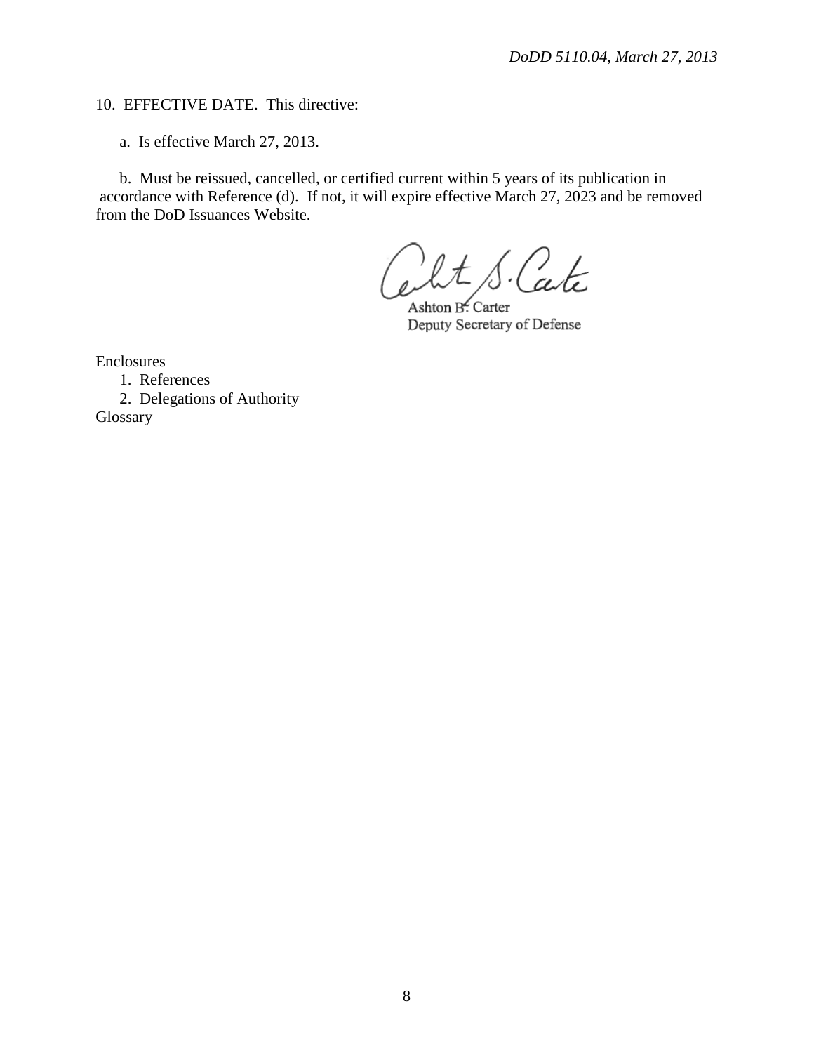10. <u>EFFECTIVE DATE</u>. This directive:

a. Is effective March 27, 2013.

b. Must be reissued, cancelled, or certified current within 5 years of its publication in accordance with Reference (d). If not, it will expire effective March 27, 2023 and be removed from the DoD Issuances Website.

Ashton B. Carter
Deputy Secretary of Defense

Enclosures
1. References
2. Delegations of Authority

Glossary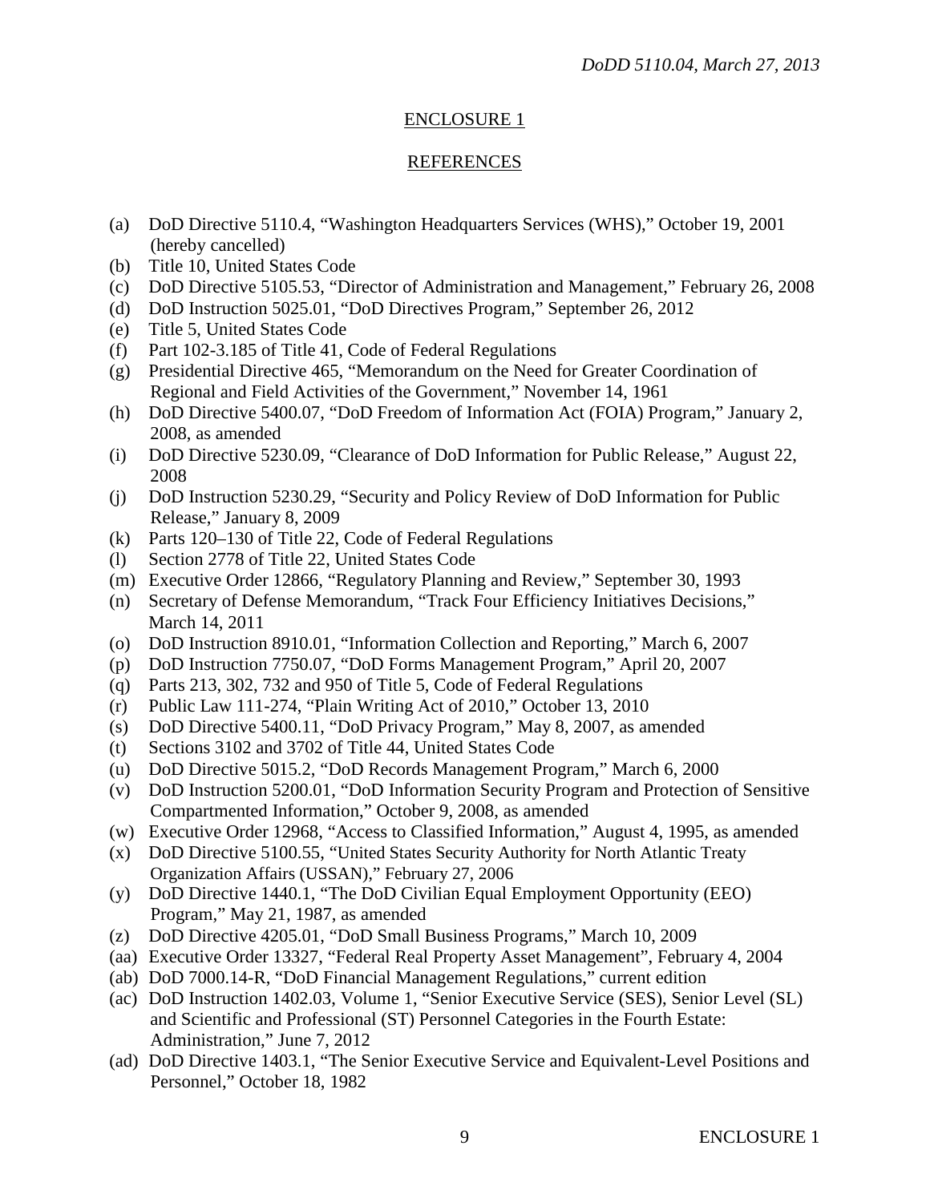## ENCLOSURE 1

## REFERENCES

(a) DoD Directive 5110.4, "Washington Headquarters Services (WHS)," October 19, 2001 (hereby cancelled)
(b) Title 10, United States Code
(c) DoD Directive 5105.53, "Director of Administration and Management," February 26, 2008
(d) DoD Instruction 5025.01, "DoD Directives Program," September 26, 2012
(e) Title 5, United States Code
(f) Part 102-3.185 of Title 41, Code of Federal Regulations
(g) Presidential Directive 465, "Memorandum on the Need for Greater Coordination of Regional and Field Activities of the Government," November 14, 1961
(h) DoD Directive 5400.07, "DoD Freedom of Information Act (FOIA) Program," January 2, 2008, as amended
(i) DoD Directive 5230.09, "Clearance of DoD Information for Public Release," August 22, 2008
(j) DoD Instruction 5230.29, "Security and Policy Review of DoD Information for Public Release," January 8, 2009
(k) Parts 120–130 of Title 22, Code of Federal Regulations
(l) Section 2778 of Title 22, United States Code
(m) Executive Order 12866, "Regulatory Planning and Review," September 30, 1993
(n) Secretary of Defense Memorandum, "Track Four Efficiency Initiatives Decisions," March 14, 2011
(o) DoD Instruction 8910.01, "Information Collection and Reporting," March 6, 2007
(p) DoD Instruction 7750.07, "DoD Forms Management Program," April 20, 2007
(q) Parts 213, 302, 732 and 950 of Title 5, Code of Federal Regulations
(r) Public Law 111-274, "Plain Writing Act of 2010," October 13, 2010
(s) DoD Directive 5400.11, "DoD Privacy Program," May 8, 2007, as amended
(t) Sections 3102 and 3702 of Title 44, United States Code
(u) DoD Directive 5015.2, "DoD Records Management Program," March 6, 2000
(v) DoD Instruction 5200.01, "DoD Information Security Program and Protection of Sensitive Compartmented Information," October 9, 2008, as amended
(w) Executive Order 12968, "Access to Classified Information," August 4, 1995, as amended
(x) DoD Directive 5100.55, "United States Security Authority for North Atlantic Treaty Organization Affairs (USSAN)," February 27, 2006
(y) DoD Directive 1440.1, "The DoD Civilian Equal Employment Opportunity (EEO) Program," May 21, 1987, as amended
(z) DoD Directive 4205.01, "DoD Small Business Programs," March 10, 2009
(aa) Executive Order 13327, "Federal Real Property Asset Management", February 4, 2004
(ab) DoD 7000.14-R, "DoD Financial Management Regulations," current edition
(ac) DoD Instruction 1402.03, Volume 1, "Senior Executive Service (SES), Senior Level (SL) and Scientific and Professional (ST) Personnel Categories in the Fourth Estate: Administration," June 7, 2012
(ad) DoD Directive 1403.1, "The Senior Executive Service and Equivalent-Level Positions and Personnel," October 18, 1982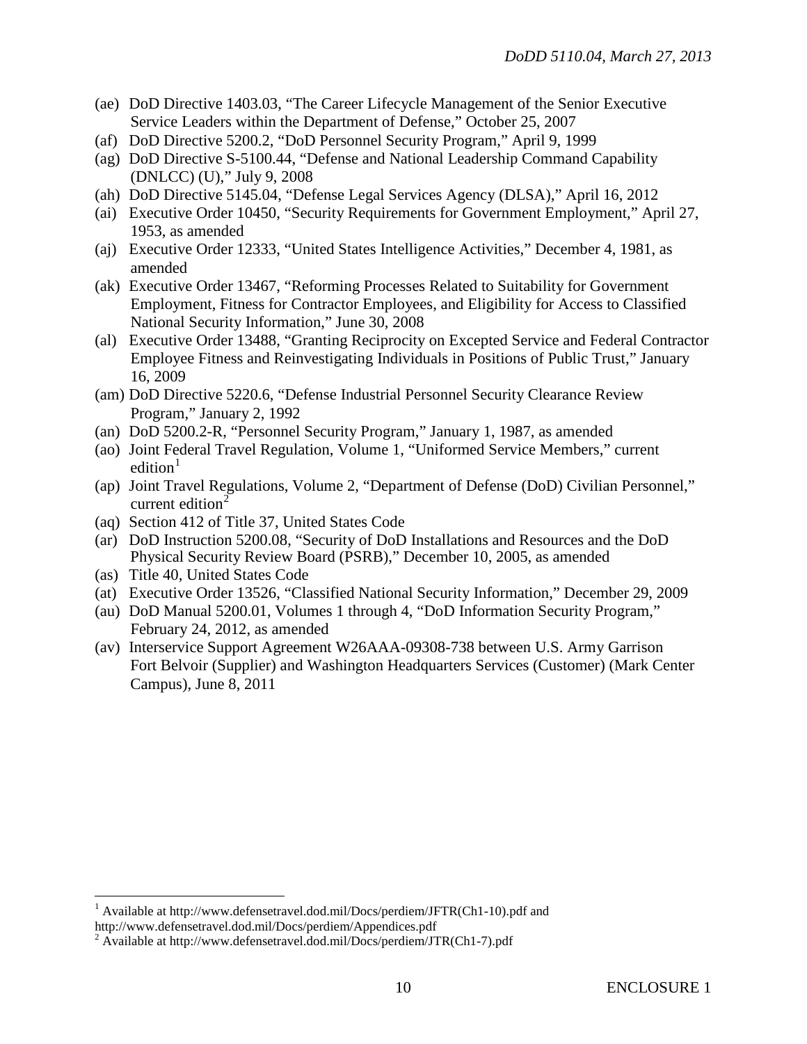(ae) DoD Directive 1403.03, "The Career Lifecycle Management of the Senior Executive Service Leaders within the Department of Defense," October 25, 2007

(af) DoD Directive 5200.2, "DoD Personnel Security Program," April 9, 1999

(ag) DoD Directive S-5100.44, "Defense and National Leadership Command Capability (DNLCC) (U)," July 9, 2008

(ah) DoD Directive 5145.04, "Defense Legal Services Agency (DLSA)," April 16, 2012

(ai) Executive Order 10450, "Security Requirements for Government Employment," April 27, 1953, as amended

(aj) Executive Order 12333, "United States Intelligence Activities," December 4, 1981, as amended

(ak) Executive Order 13467, "Reforming Processes Related to Suitability for Government Employment, Fitness for Contractor Employees, and Eligibility for Access to Classified National Security Information," June 30, 2008

(al) Executive Order 13488, "Granting Reciprocity on Excepted Service and Federal Contractor Employee Fitness and Reinvestigating Individuals in Positions of Public Trust," January 16, 2009

(am) DoD Directive 5220.6, "Defense Industrial Personnel Security Clearance Review Program," January 2, 1992

(an) DoD 5200.2-R, "Personnel Security Program," January 1, 1987, as amended

(ao) Joint Federal Travel Regulation, Volume 1, "Uniformed Service Members," current edition[1]

(ap) Joint Travel Regulations, Volume 2, "Department of Defense (DoD) Civilian Personnel," current edition[2]

(aq) Section 412 of Title 37, United States Code

(ar) DoD Instruction 5200.08, "Security of DoD Installations and Resources and the DoD Physical Security Review Board (PSRB)," December 10, 2005, as amended

(as) Title 40, United States Code

(at) Executive Order 13526, "Classified National Security Information," December 29, 2009

(au) DoD Manual 5200.01, Volumes 1 through 4, "DoD Information Security Program," February 24, 2012, as amended

(av) Interservice Support Agreement W26AAA-09308-738 between U.S. Army Garrison Fort Belvoir (Supplier) and Washington Headquarters Services (Customer) (Mark Center Campus), June 8, 2011

---

[1] Available at http://www.defensetravel.dod.mil/Docs/perdiem/JFTR(Ch1-10).pdf and http://www.defensetravel.dod.mil/Docs/perdiem/Appendices.pdf

[2] Available at http://www.defensetravel.dod.mil/Docs/perdiem/JTR(Ch1-7).pdf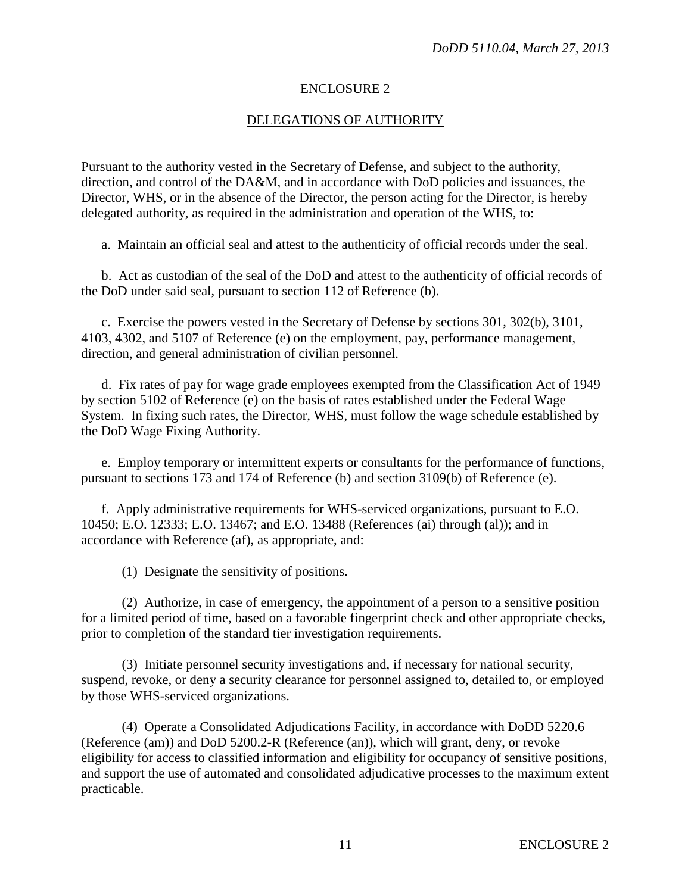## ENCLOSURE 2

## DELEGATIONS OF AUTHORITY

Pursuant to the authority vested in the Secretary of Defense, and subject to the authority, direction, and control of the DA&M, and in accordance with DoD policies and issuances, the Director, WHS, or in the absence of the Director, the person acting for the Director, is hereby delegated authority, as required in the administration and operation of the WHS, to:

a. Maintain an official seal and attest to the authenticity of official records under the seal.

b. Act as custodian of the seal of the DoD and attest to the authenticity of official records of the DoD under said seal, pursuant to section 112 of Reference (b).

c. Exercise the powers vested in the Secretary of Defense by sections 301, 302(b), 3101, 4103, 4302, and 5107 of Reference (e) on the employment, pay, performance management, direction, and general administration of civilian personnel.

d. Fix rates of pay for wage grade employees exempted from the Classification Act of 1949 by section 5102 of Reference (e) on the basis of rates established under the Federal Wage System. In fixing such rates, the Director, WHS, must follow the wage schedule established by the DoD Wage Fixing Authority.

e. Employ temporary or intermittent experts or consultants for the performance of functions, pursuant to sections 173 and 174 of Reference (b) and section 3109(b) of Reference (e).

f. Apply administrative requirements for WHS-serviced organizations, pursuant to E.O. 10450; E.O. 12333; E.O. 13467; and E.O. 13488 (References (ai) through (al)); and in accordance with Reference (af), as appropriate, and:

(1) Designate the sensitivity of positions.

(2) Authorize, in case of emergency, the appointment of a person to a sensitive position for a limited period of time, based on a favorable fingerprint check and other appropriate checks, prior to completion of the standard tier investigation requirements.

(3) Initiate personnel security investigations and, if necessary for national security, suspend, revoke, or deny a security clearance for personnel assigned to, detailed to, or employed by those WHS-serviced organizations.

(4) Operate a Consolidated Adjudications Facility, in accordance with DoDD 5220.6 (Reference (am)) and DoD 5200.2-R (Reference (an)), which will grant, deny, or revoke eligibility for access to classified information and eligibility for occupancy of sensitive positions, and support the use of automated and consolidated adjudicative processes to the maximum extent practicable.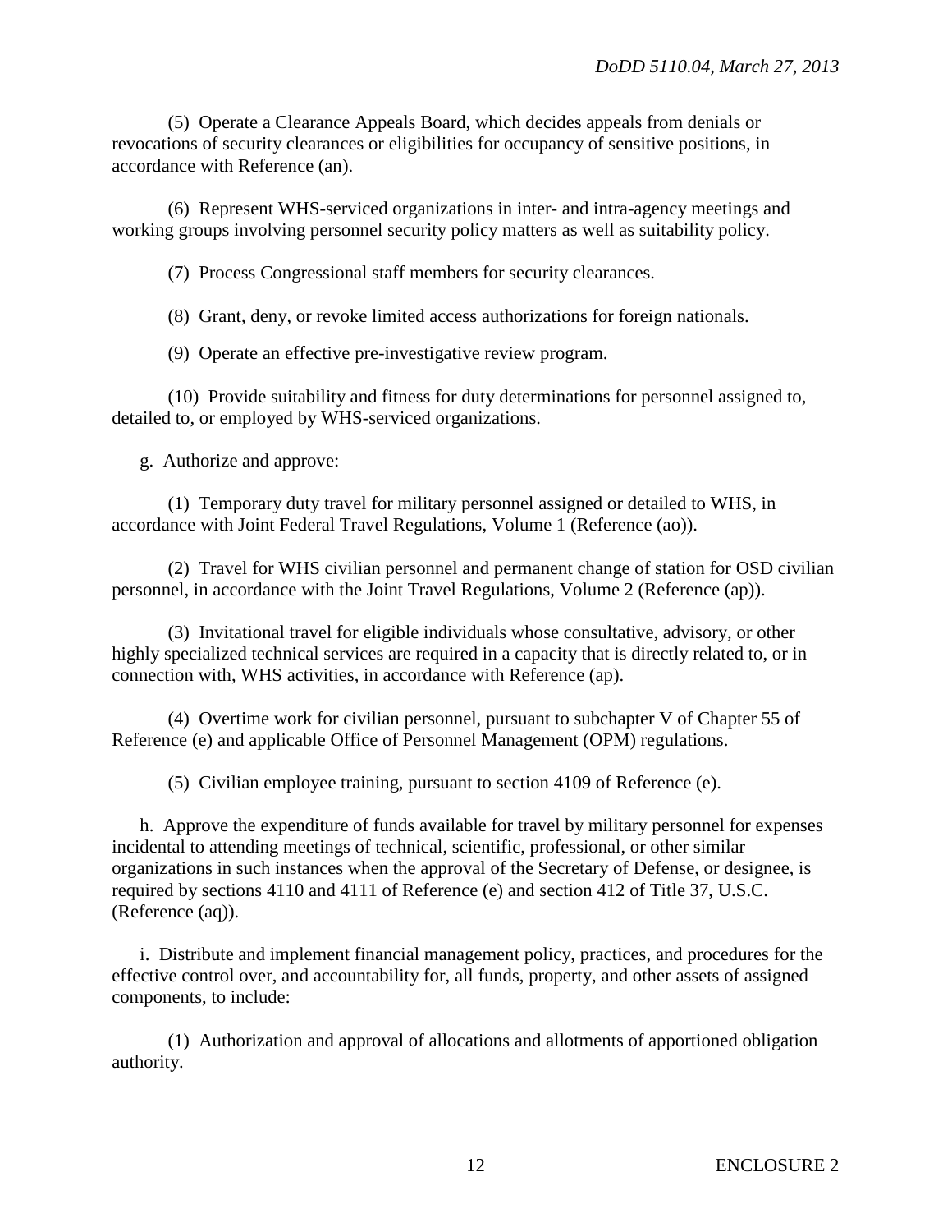(5) Operate a Clearance Appeals Board, which decides appeals from denials or revocations of security clearances or eligibilities for occupancy of sensitive positions, in accordance with Reference (an).

(6) Represent WHS-serviced organizations in inter- and intra-agency meetings and working groups involving personnel security policy matters as well as suitability policy.

(7) Process Congressional staff members for security clearances.

(8) Grant, deny, or revoke limited access authorizations for foreign nationals.

(9) Operate an effective pre-investigative review program.

(10) Provide suitability and fitness for duty determinations for personnel assigned to, detailed to, or employed by WHS-serviced organizations.

g. Authorize and approve:

(1) Temporary duty travel for military personnel assigned or detailed to WHS, in accordance with Joint Federal Travel Regulations, Volume 1 (Reference (ao)).

(2) Travel for WHS civilian personnel and permanent change of station for OSD civilian personnel, in accordance with the Joint Travel Regulations, Volume 2 (Reference (ap)).

(3) Invitational travel for eligible individuals whose consultative, advisory, or other highly specialized technical services are required in a capacity that is directly related to, or in connection with, WHS activities, in accordance with Reference (ap).

(4) Overtime work for civilian personnel, pursuant to subchapter V of Chapter 55 of Reference (e) and applicable Office of Personnel Management (OPM) regulations.

(5) Civilian employee training, pursuant to section 4109 of Reference (e).

h. Approve the expenditure of funds available for travel by military personnel for expenses incidental to attending meetings of technical, scientific, professional, or other similar organizations in such instances when the approval of the Secretary of Defense, or designee, is required by sections 4110 and 4111 of Reference (e) and section 412 of Title 37, U.S.C. (Reference (aq)).

i. Distribute and implement financial management policy, practices, and procedures for the effective control over, and accountability for, all funds, property, and other assets of assigned components, to include:

(1) Authorization and approval of allocations and allotments of apportioned obligation authority.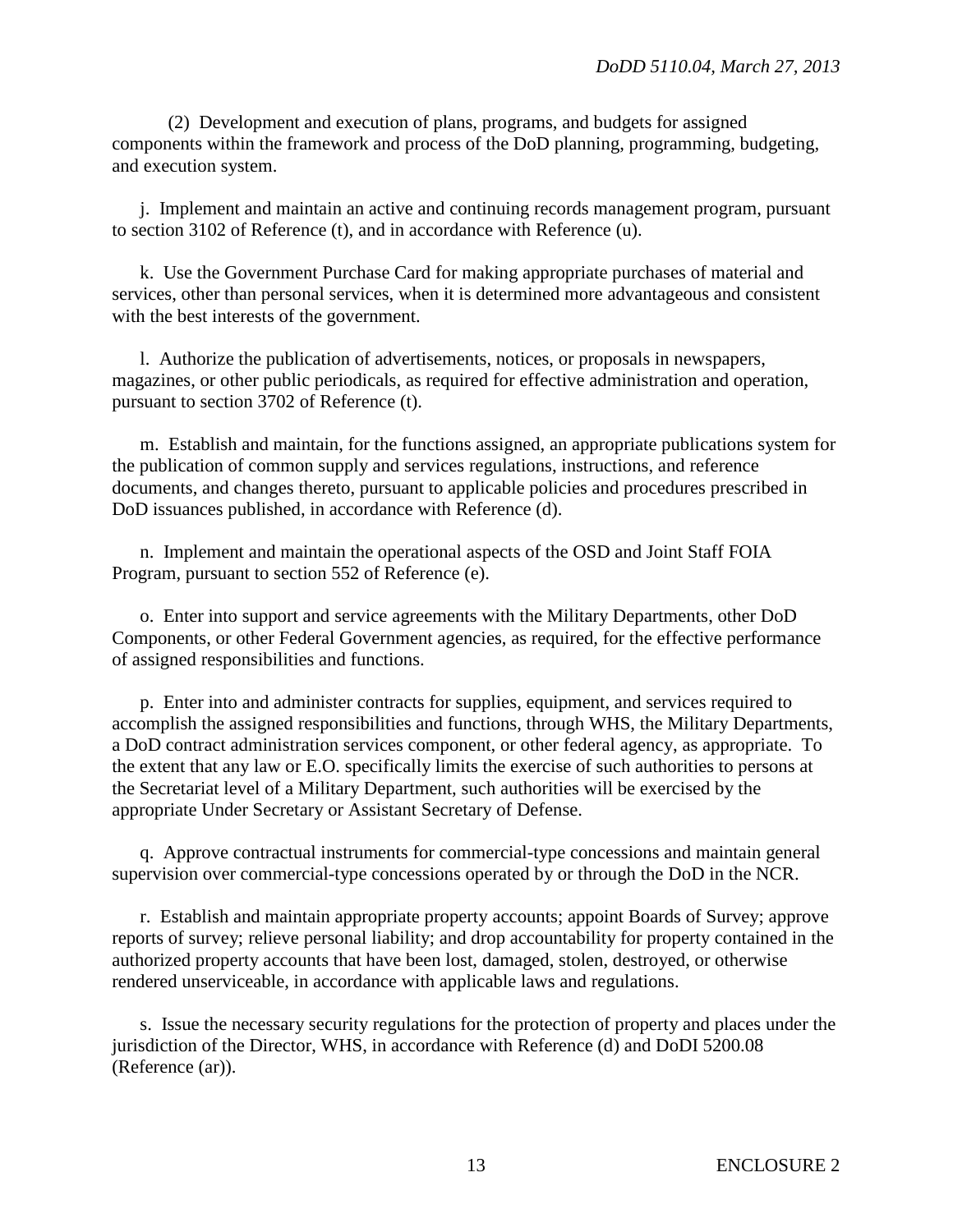(2) Development and execution of plans, programs, and budgets for assigned components within the framework and process of the DoD planning, programming, budgeting, and execution system.

j. Implement and maintain an active and continuing records management program, pursuant to section 3102 of Reference (t), and in accordance with Reference (u).

k. Use the Government Purchase Card for making appropriate purchases of material and services, other than personal services, when it is determined more advantageous and consistent with the best interests of the government.

l. Authorize the publication of advertisements, notices, or proposals in newspapers, magazines, or other public periodicals, as required for effective administration and operation, pursuant to section 3702 of Reference (t).

m. Establish and maintain, for the functions assigned, an appropriate publications system for the publication of common supply and services regulations, instructions, and reference documents, and changes thereto, pursuant to applicable policies and procedures prescribed in DoD issuances published, in accordance with Reference (d).

n. Implement and maintain the operational aspects of the OSD and Joint Staff FOIA Program, pursuant to section 552 of Reference (e).

o. Enter into support and service agreements with the Military Departments, other DoD Components, or other Federal Government agencies, as required, for the effective performance of assigned responsibilities and functions.

p. Enter into and administer contracts for supplies, equipment, and services required to accomplish the assigned responsibilities and functions, through WHS, the Military Departments, a DoD contract administration services component, or other federal agency, as appropriate. To the extent that any law or E.O. specifically limits the exercise of such authorities to persons at the Secretariat level of a Military Department, such authorities will be exercised by the appropriate Under Secretary or Assistant Secretary of Defense.

q. Approve contractual instruments for commercial-type concessions and maintain general supervision over commercial-type concessions operated by or through the DoD in the NCR.

r. Establish and maintain appropriate property accounts; appoint Boards of Survey; approve reports of survey; relieve personal liability; and drop accountability for property contained in the authorized property accounts that have been lost, damaged, stolen, destroyed, or otherwise rendered unserviceable, in accordance with applicable laws and regulations.

s. Issue the necessary security regulations for the protection of property and places under the jurisdiction of the Director, WHS, in accordance with Reference (d) and DoDI 5200.08 (Reference (ar)).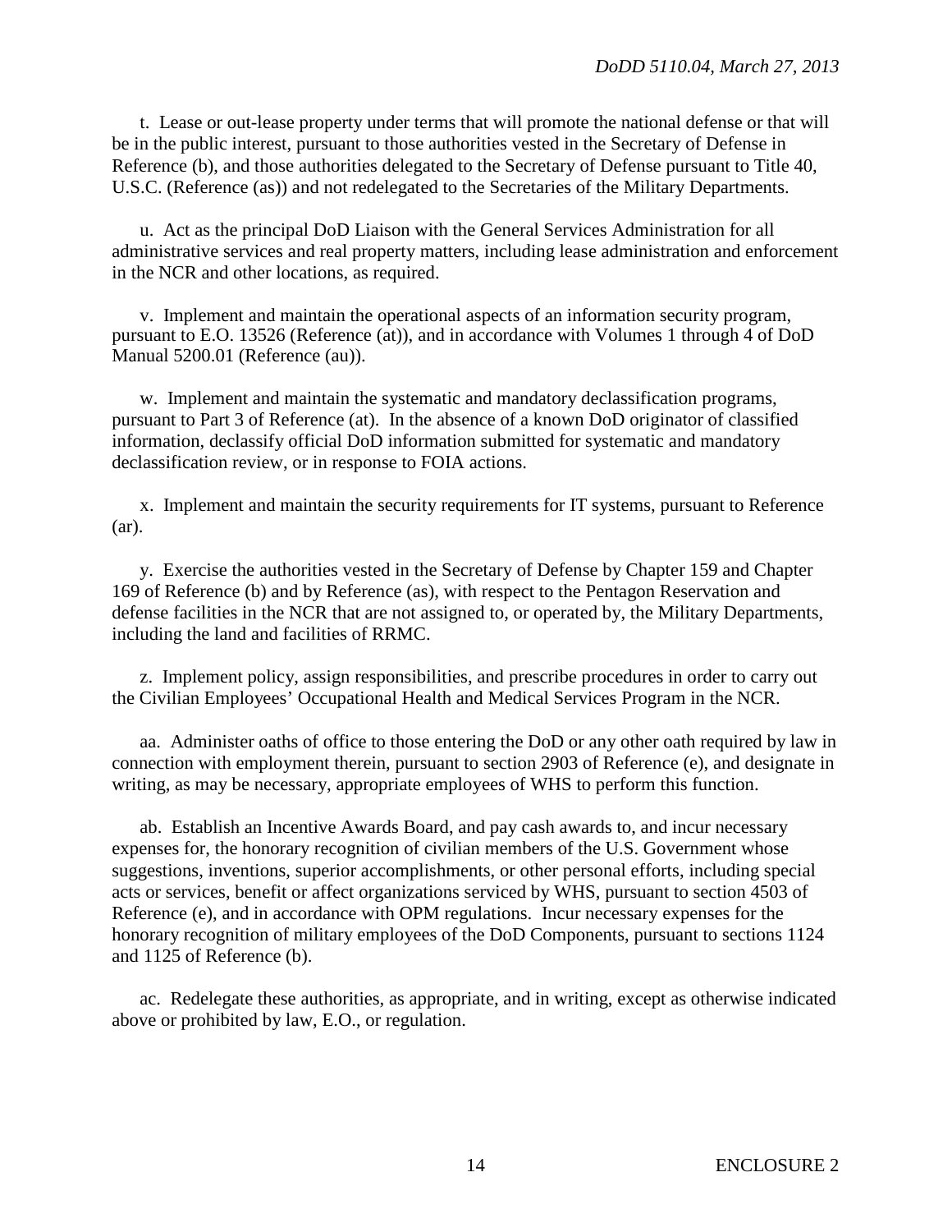t. Lease or out-lease property under terms that will promote the national defense or that will be in the public interest, pursuant to those authorities vested in the Secretary of Defense in Reference (b), and those authorities delegated to the Secretary of Defense pursuant to Title 40, U.S.C. (Reference (as)) and not redelegated to the Secretaries of the Military Departments.

u. Act as the principal DoD Liaison with the General Services Administration for all administrative services and real property matters, including lease administration and enforcement in the NCR and other locations, as required.

v. Implement and maintain the operational aspects of an information security program, pursuant to E.O. 13526 (Reference (at)), and in accordance with Volumes 1 through 4 of DoD Manual 5200.01 (Reference (au)).

w. Implement and maintain the systematic and mandatory declassification programs, pursuant to Part 3 of Reference (at). In the absence of a known DoD originator of classified information, declassify official DoD information submitted for systematic and mandatory declassification review, or in response to FOIA actions.

x. Implement and maintain the security requirements for IT systems, pursuant to Reference (ar).

y. Exercise the authorities vested in the Secretary of Defense by Chapter 159 and Chapter 169 of Reference (b) and by Reference (as), with respect to the Pentagon Reservation and defense facilities in the NCR that are not assigned to, or operated by, the Military Departments, including the land and facilities of RRMC.

z. Implement policy, assign responsibilities, and prescribe procedures in order to carry out the Civilian Employees' Occupational Health and Medical Services Program in the NCR.

aa. Administer oaths of office to those entering the DoD or any other oath required by law in connection with employment therein, pursuant to section 2903 of Reference (e), and designate in writing, as may be necessary, appropriate employees of WHS to perform this function.

ab. Establish an Incentive Awards Board, and pay cash awards to, and incur necessary expenses for, the honorary recognition of civilian members of the U.S. Government whose suggestions, inventions, superior accomplishments, or other personal efforts, including special acts or services, benefit or affect organizations serviced by WHS, pursuant to section 4503 of Reference (e), and in accordance with OPM regulations. Incur necessary expenses for the honorary recognition of military employees of the DoD Components, pursuant to sections 1124 and 1125 of Reference (b).

ac. Redelegate these authorities, as appropriate, and in writing, except as otherwise indicated above or prohibited by law, E.O., or regulation.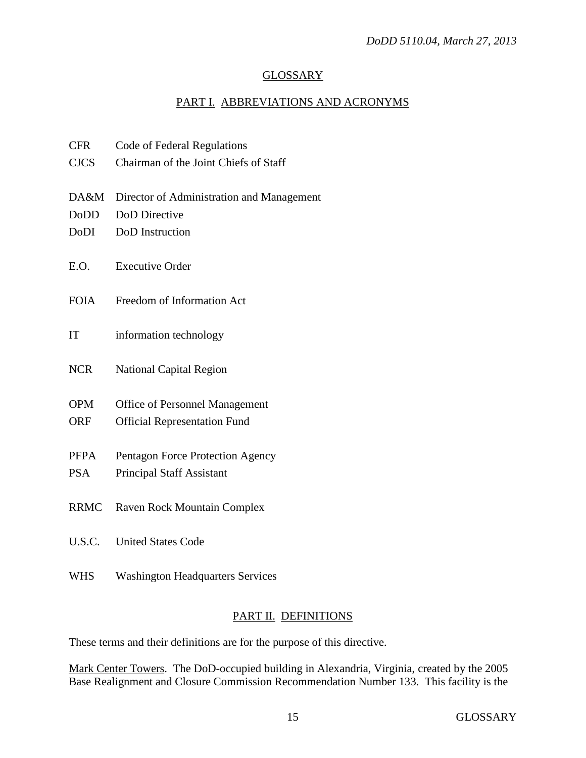## GLOSSARY

### PART I. ABBREVIATIONS AND ACRONYMS

| | |
|---|---|
| CFR | Code of Federal Regulations |
| CJCS | Chairman of the Joint Chiefs of Staff |
| DA&M | Director of Administration and Management |
| DoDD | DoD Directive |
| DoDI | DoD Instruction |
| E.O. | Executive Order |
| FOIA | Freedom of Information Act |
| IT | information technology |
| NCR | National Capital Region |
| OPM | Office of Personnel Management |
| ORF | Official Representation Fund |
| PFPA | Pentagon Force Protection Agency |
| PSA | Principal Staff Assistant |
| RRMC | Raven Rock Mountain Complex |
| U.S.C. | United States Code |
| WHS | Washington Headquarters Services |

### PART II. DEFINITIONS

These terms and their definitions are for the purpose of this directive.

Mark Center Towers. The DoD-occupied building in Alexandria, Virginia, created by the 2005 Base Realignment and Closure Commission Recommendation Number 133. This facility is the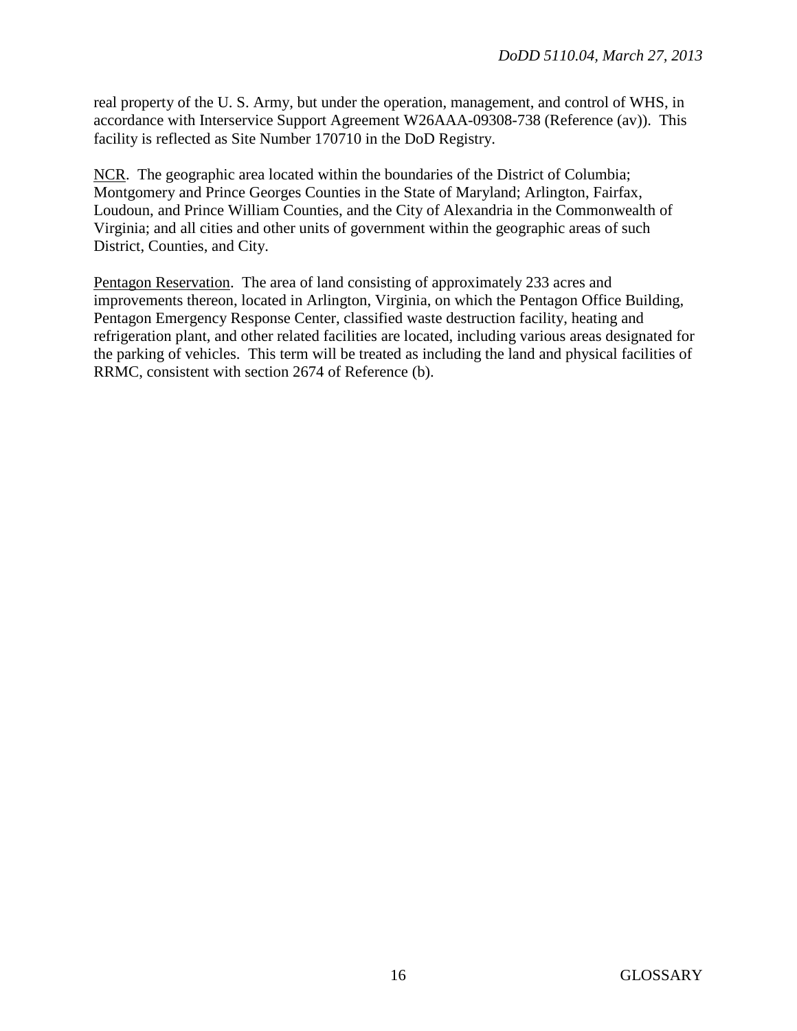real property of the U. S. Army, but under the operation, management, and control of WHS, in accordance with Interservice Support Agreement W26AAA-09308-738 (Reference (av)). This facility is reflected as Site Number 170710 in the DoD Registry.

<u>NCR</u>. The geographic area located within the boundaries of the District of Columbia; Montgomery and Prince Georges Counties in the State of Maryland; Arlington, Fairfax, Loudoun, and Prince William Counties, and the City of Alexandria in the Commonwealth of Virginia; and all cities and other units of government within the geographic areas of such District, Counties, and City.

<u>Pentagon Reservation</u>. The area of land consisting of approximately 233 acres and improvements thereon, located in Arlington, Virginia, on which the Pentagon Office Building, Pentagon Emergency Response Center, classified waste destruction facility, heating and refrigeration plant, and other related facilities are located, including various areas designated for the parking of vehicles. This term will be treated as including the land and physical facilities of RRMC, consistent with section 2674 of Reference (b).